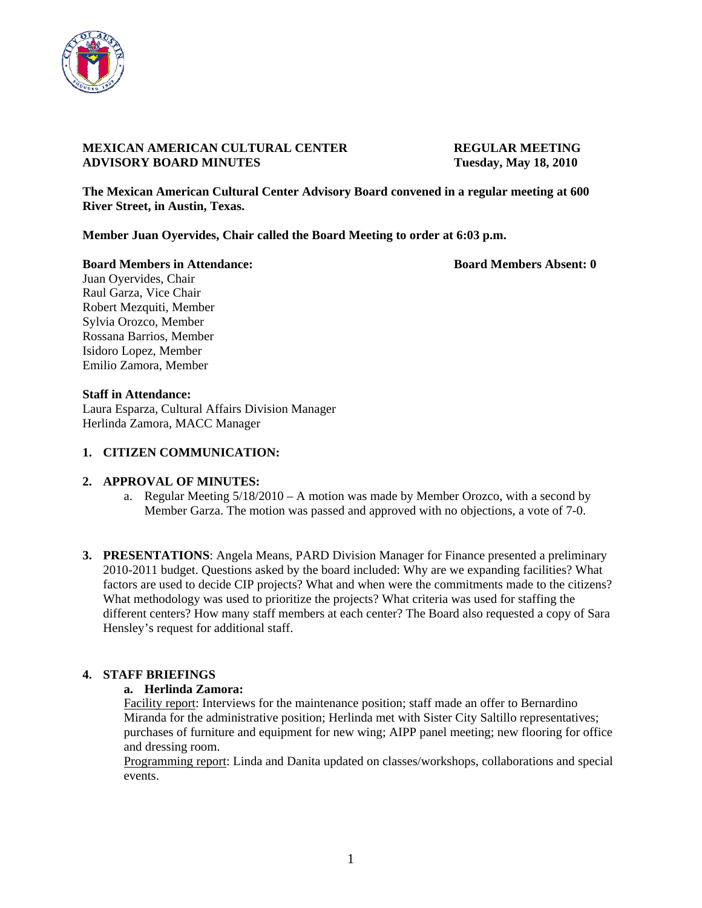**MEXICAN AMERICAN CULTURAL CENTER ADVISORY BOARD MINUTES**

**REGULAR MEETING**
**Tuesday, May 18, 2010**

**The Mexican American Cultural Center Advisory Board convened in a regular meeting at 600 River Street, in Austin, Texas.**

**Member Juan Oyervides, Chair called the Board Meeting to order at 6:03 p.m.**

**Board Members in Attendance:**

Juan Oyervides, Chair
Raul Garza, Vice Chair
Robert Mezquiti, Member
Sylvia Orozco, Member
Rossana Barrios, Member
Isidoro Lopez, Member
Emilio Zamora, Member

**Board Members Absent: 0**

**Staff in Attendance:**

Laura Esparza, Cultural Affairs Division Manager
Herlinda Zamora, MACC Manager

1. **CITIZEN COMMUNICATION:**

2. **APPROVAL OF MINUTES:**
   a. Regular Meeting 5/18/2010 – A motion was made by Member Orozco, with a second by Member Garza. The motion was passed and approved with no objections, a vote of 7-0.

3. **PRESENTATIONS**: Angela Means, PARD Division Manager for Finance presented a preliminary 2010-2011 budget. Questions asked by the board included: Why are we expanding facilities? What factors are used to decide CIP projects? What and when were the commitments made to the citizens? What methodology was used to prioritize the projects? What criteria was used for staffing the different centers? How many staff members at each center? The Board also requested a copy of Sara Hensley's request for additional staff.

4. **STAFF BRIEFINGS**

   **a. Herlinda Zamora:**

   Facility report: Interviews for the maintenance position; staff made an offer to Bernardino Miranda for the administrative position; Herlinda met with Sister City Saltillo representatives; purchases of furniture and equipment for new wing; AIPP panel meeting; new flooring for office and dressing room.

   Programming report: Linda and Danita updated on classes/workshops, collaborations and special events.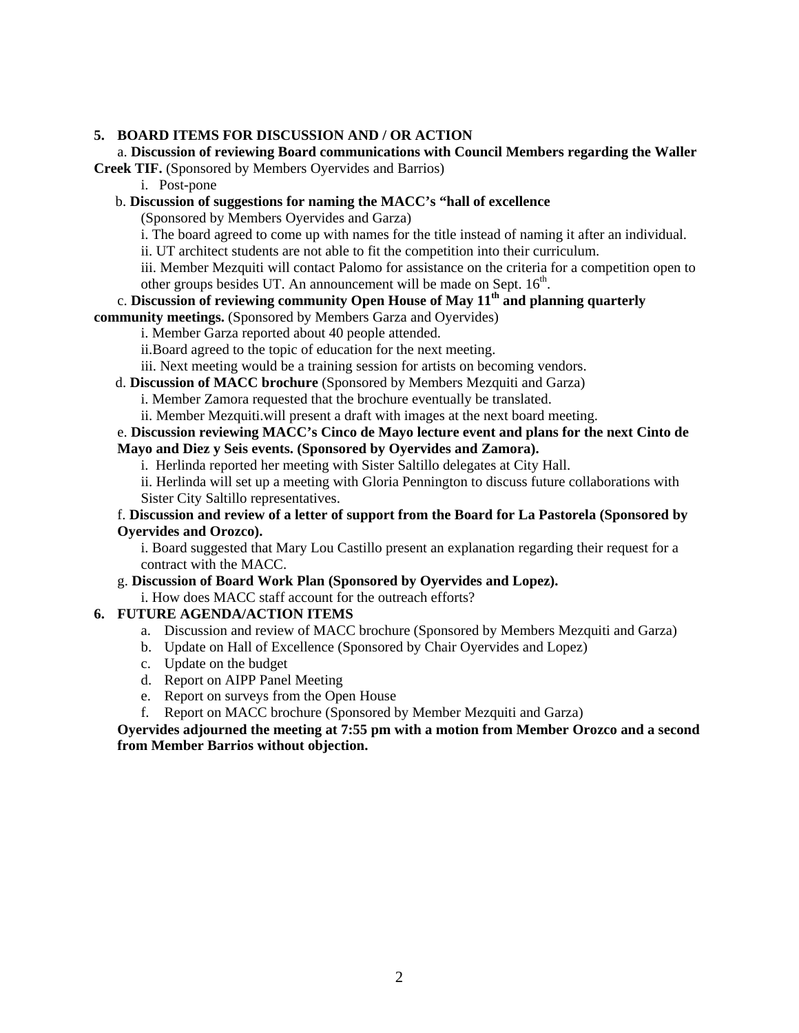**5. BOARD ITEMS FOR DISCUSSION AND / OR ACTION**

a. **Discussion of reviewing Board communications with Council Members regarding the Waller Creek TIF.** (Sponsored by Members Oyervides and Barrios)

i. Post-pone

b. **Discussion of suggestions for naming the MACC's "hall of excellence**
(Sponsored by Members Oyervides and Garza)

i. The board agreed to come up with names for the title instead of naming it after an individual.
ii. UT architect students are not able to fit the competition into their curriculum.
iii. Member Mezquiti will contact Palomo for assistance on the criteria for a competition open to other groups besides UT. An announcement will be made on Sept. 16th.

c. **Discussion of reviewing community Open House of May 11th and planning quarterly community meetings.** (Sponsored by Members Garza and Oyervides)

i. Member Garza reported about 40 people attended.
ii.Board agreed to the topic of education for the next meeting.
iii. Next meeting would be a training session for artists on becoming vendors.

d. **Discussion of MACC brochure** (Sponsored by Members Mezquiti and Garza)

i. Member Zamora requested that the brochure eventually be translated.
ii. Member Mezquiti.will present a draft with images at the next board meeting.

e. **Discussion reviewing MACC's Cinco de Mayo lecture event and plans for the next Cinto de Mayo and Diez y Seis events. (Sponsored by Oyervides and Zamora).**

i. Herlinda reported her meeting with Sister Saltillo delegates at City Hall.
ii. Herlinda will set up a meeting with Gloria Pennington to discuss future collaborations with Sister City Saltillo representatives.

f. **Discussion and review of a letter of support from the Board for La Pastorela (Sponsored by Oyervides and Orozco).**

i. Board suggested that Mary Lou Castillo present an explanation regarding their request for a contract with the MACC.

g. **Discussion of Board Work Plan (Sponsored by Oyervides and Lopez).**

i. How does MACC staff account for the outreach efforts?

**6. FUTURE AGENDA/ACTION ITEMS**

a. Discussion and review of MACC brochure (Sponsored by Members Mezquiti and Garza)
b. Update on Hall of Excellence (Sponsored by Chair Oyervides and Lopez)
c. Update on the budget
d. Report on AIPP Panel Meeting
e. Report on surveys from the Open House
f. Report on MACC brochure (Sponsored by Member Mezquiti and Garza)

**Oyervides adjourned the meeting at 7:55 pm with a motion from Member Orozco and a second from Member Barrios without objection.**